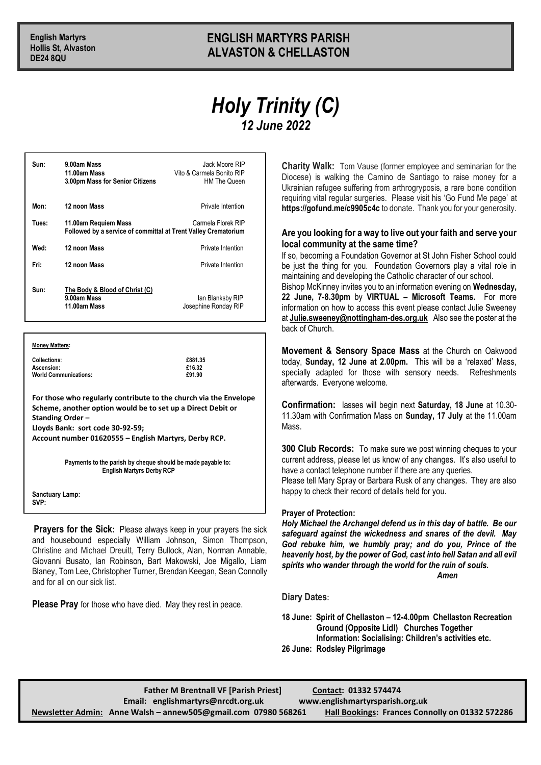**English Martyrs**
**Hollis St, Alvaston**
**DE24 8QU**

# ENGLISH MARTYRS PARISH
# ALVASTON & CHELLASTON

# *Holy Trinity (C)*
## *12 June 2022*

| | | |
|---|---|---|
| **Sun:** | **9.00am Mass** | Jack Moore RIP |
| | **11.00am Mass** | Vito & Carmela Bonito RIP |
| | **3.00pm Mass for Senior Citizens** | HM The Queen |
| **Mon:** | **12 noon Mass** | Private Intention |
| **Tues:** | **11.00am Requiem Mass** | Carmela Florek RIP |
| | **Followed by a service of committal at Trent Valley Crematorium** | |
| **Wed:** | **12 noon Mass** | Private Intention |
| **Fri:** | **12 noon Mass** | Private Intention |
| **Sun:** | **The Body & Blood of Christ (C)** | |
| | **9.00am Mass** | Ian Blanksby RIP |
| | **11.00am Mass** | Josephine Ronday RIP |

**Money Matters:**

| | |
|---|---|
| **Collections:** | **£881.35** |
| **Ascension:** | **£16.32** |
| **World Communications:** | **£91.90** |

**For those who regularly contribute to the church via the Envelope Scheme, another option would be to set up a Direct Debit or Standing Order –**
**Lloyds Bank: sort code 30-92-59;**
**Account number 01620555 – English Martyrs, Derby RCP.**

**Payments to the parish by cheque should be made payable to: English Martyrs Derby RCP**

**Sanctuary Lamp:**
**SVP:**

**Prayers for the Sick:** Please always keep in your prayers the sick and housebound especially William Johnson, Simon Thompson, Christine and Michael Dreuitt, Terry Bullock, Alan, Norman Annable, Giovanni Busato, Ian Robinson, Bart Makowski, Joe Migallo, Liam Blaney, Tom Lee, Christopher Turner, Brendan Keegan, Sean Connolly and for all on our sick list.

**Please Pray** for those who have died. May they rest in peace.

**Charity Walk:** Tom Vause (former employee and seminarian for the Diocese) is walking the Camino de Santiago to raise money for a Ukrainian refugee suffering from arthrogryposis, a rare bone condition requiring vital regular surgeries. Please visit his 'Go Fund Me page' at **https://gofund.me/c9905c4c** to donate. Thank you for your generosity.

**Are you looking for a way to live out your faith and serve your local community at the same time?**

If so, becoming a Foundation Governor at St John Fisher School could be just the thing for you. Foundation Governors play a vital role in maintaining and developing the Catholic character of our school.
Bishop McKinney invites you to an information evening on **Wednesday, 22 June, 7-8.30pm** by **VIRTUAL – Microsoft Teams.** For more information on how to access this event please contact Julie Sweeney at **Julie.sweeney@nottingham-des.org.uk** Also see the poster at the back of Church.

**Movement & Sensory Space Mass** at the Church on Oakwood today, **Sunday, 12 June at 2.00pm.** This will be a 'relaxed' Mass, specially adapted for those with sensory needs. Refreshments afterwards. Everyone welcome.

**Confirmation:** lasses will begin next **Saturday, 18 June** at 10.30-11.30am with Confirmation Mass on **Sunday, 17 July** at the 11.00am Mass.

**300 Club Records:** To make sure we post winning cheques to your current address, please let us know of any changes. It's also useful to have a contact telephone number if there are any queries.
Please tell Mary Spray or Barbara Rusk of any changes. They are also happy to check their record of details held for you.

**Prayer of Protection:**

***Holy Michael the Archangel defend us in this day of battle. Be our safeguard against the wickedness and snares of the devil. May God rebuke him, we humbly pray; and do you, Prince of the heavenly host, by the power of God, cast into hell Satan and all evil spirits who wander through the world for the ruin of souls.***
***Amen***

**Diary Dates:**

**18 June: Spirit of Chellaston – 12-4.00pm Chellaston Recreation Ground (Opposite Lidl) Churches Together Information: Socialising: Children's activities etc.**
**26 June: Rodsley Pilgrimage**

**Father M Brentnall VF [Parish Priest]** **Contact: 01332 574474**
**Email: englishmartyrs@nrcdt.org.uk** **www.englishmartyrsparish.org.uk**
**Newsletter Admin: Anne Walsh – annew505@gmail.com 07980 568261** **Hall Bookings: Frances Connolly on 01332 572286**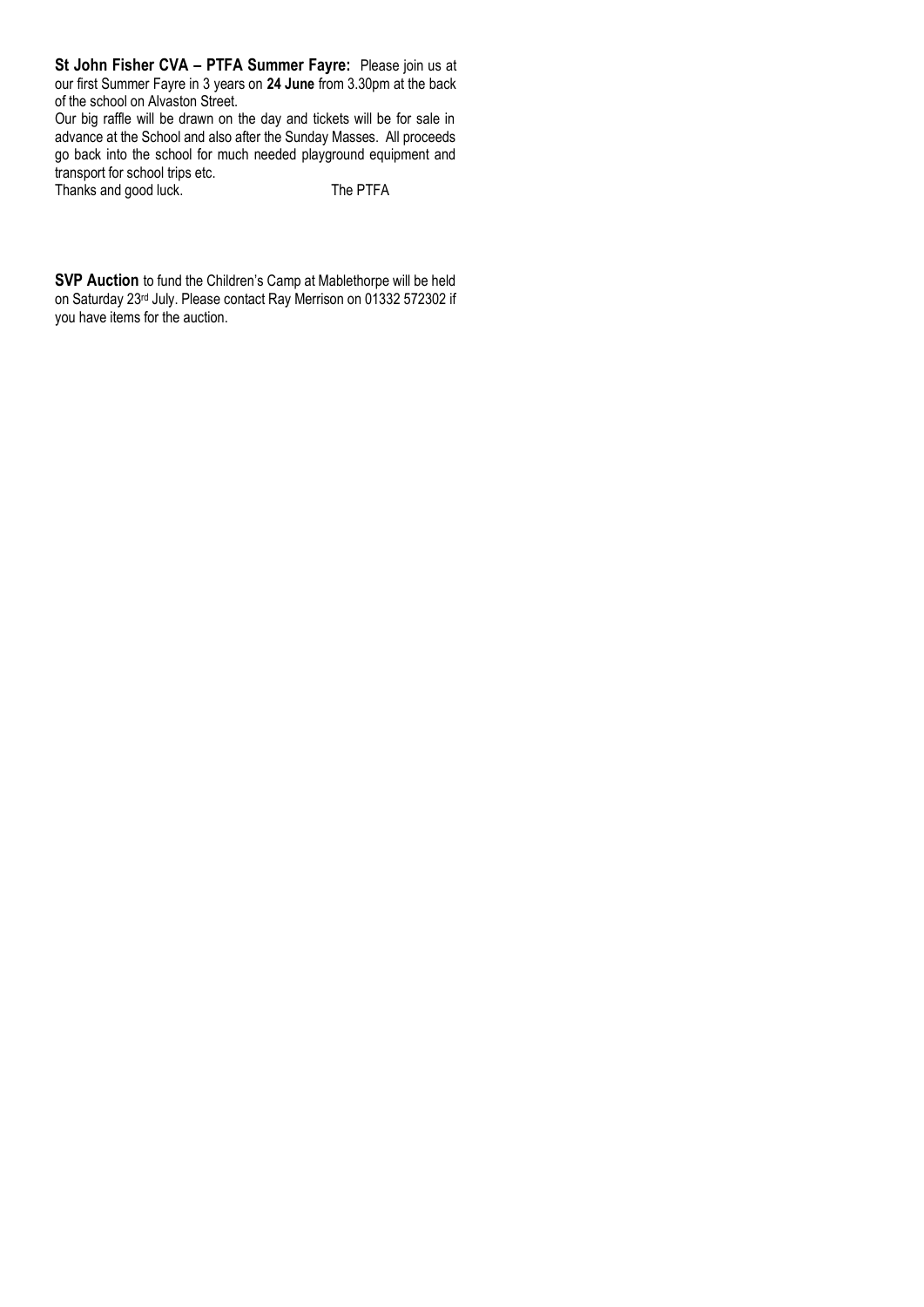**St John Fisher CVA – PTFA Summer Fayre:** Please join us at our first Summer Fayre in 3 years on **24 June** from 3.30pm at the back of the school on Alvaston Street.

Our big raffle will be drawn on the day and tickets will be for sale in advance at the School and also after the Sunday Masses. All proceeds go back into the school for much needed playground equipment and transport for school trips etc.

Thanks and good luck. The PTFA

**SVP Auction** to fund the Children's Camp at Mablethorpe will be held on Saturday 23rd July. Please contact Ray Merrison on 01332 572302 if you have items for the auction.